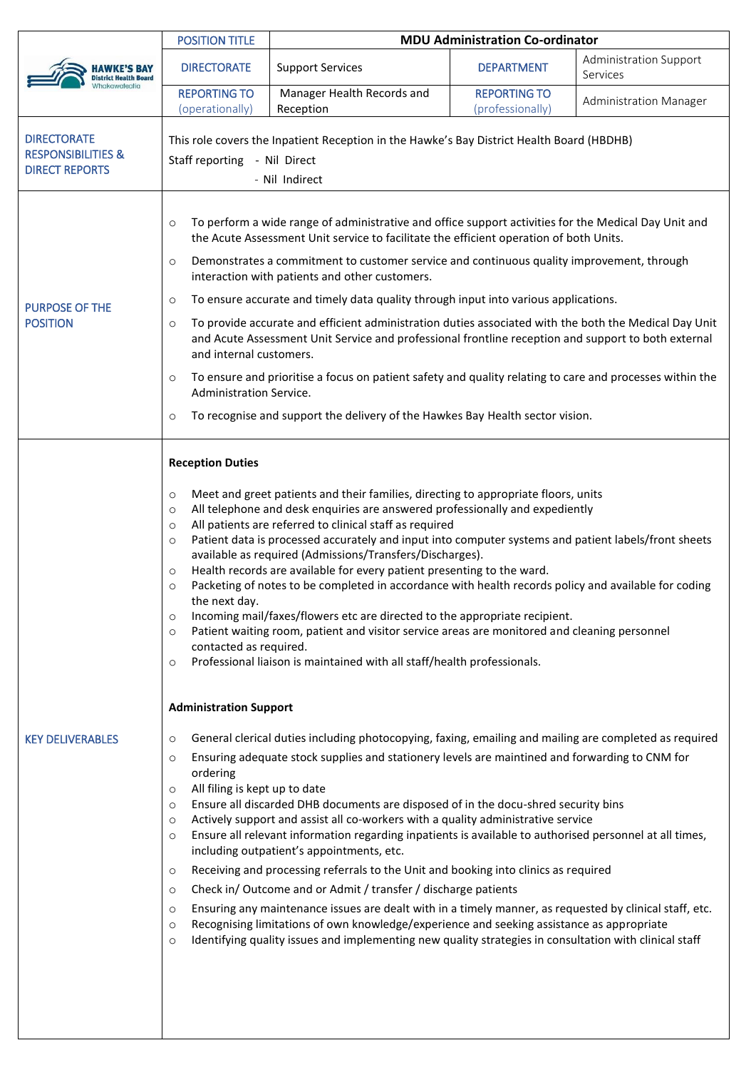| | POSITION TITLE | MDU Administration Co-ordinator | | |
|---|---|---|---|---|
| HAWKE'S BAY District Health Board Whakawāteatia | DIRECTORATE | Support Services | DEPARTMENT | Administration Support Services |
| | REPORTING TO (operationally) | Manager Health Records and Reception | REPORTING TO (professionally) | Administration Manager |

**DIRECTORATE RESPONSIBILITIES & DIRECT REPORTS**

This role covers the Inpatient Reception in the Hawke's Bay District Health Board (HBDHB)

Staff reporting - Nil Direct
- Nil Indirect

**PURPOSE OF THE POSITION**

- To perform a wide range of administrative and office support activities for the Medical Day Unit and the Acute Assessment Unit service to facilitate the efficient operation of both Units.
- Demonstrates a commitment to customer service and continuous quality improvement, through interaction with patients and other customers.
- To ensure accurate and timely data quality through input into various applications.
- To provide accurate and efficient administration duties associated with the both the Medical Day Unit and Acute Assessment Unit Service and professional frontline reception and support to both external and internal customers.
- To ensure and prioritise a focus on patient safety and quality relating to care and processes within the Administration Service.
- To recognise and support the delivery of the Hawkes Bay Health sector vision.

**KEY DELIVERABLES**

**Reception Duties**

- Meet and greet patients and their families, directing to appropriate floors, units
- All telephone and desk enquiries are answered professionally and expediently
- All patients are referred to clinical staff as required
- Patient data is processed accurately and input into computer systems and patient labels/front sheets available as required (Admissions/Transfers/Discharges).
- Health records are available for every patient presenting to the ward.
- Packeting of notes to be completed in accordance with health records policy and available for coding the next day.
- Incoming mail/faxes/flowers etc are directed to the appropriate recipient.
- Patient waiting room, patient and visitor service areas are monitored and cleaning personnel contacted as required.
- Professional liaison is maintained with all staff/health professionals.

**Administration Support**

- General clerical duties including photocopying, faxing, emailing and mailing are completed as required
- Ensuring adequate stock supplies and stationery levels are maintained and forwarding to CNM for ordering
- All filing is kept up to date
- Ensure all discarded DHB documents are disposed of in the docu-shred security bins
- Actively support and assist all co-workers with a quality administrative service
- Ensure all relevant information regarding inpatients is available to authorised personnel at all times, including outpatient's appointments, etc.
- Receiving and processing referrals to the Unit and booking into clinics as required
- Check in/ Outcome and or Admit / transfer / discharge patients
- Ensuring any maintenance issues are dealt with in a timely manner, as requested by clinical staff, etc.
- Recognising limitations of own knowledge/experience and seeking assistance as appropriate
- Identifying quality issues and implementing new quality strategies in consultation with clinical staff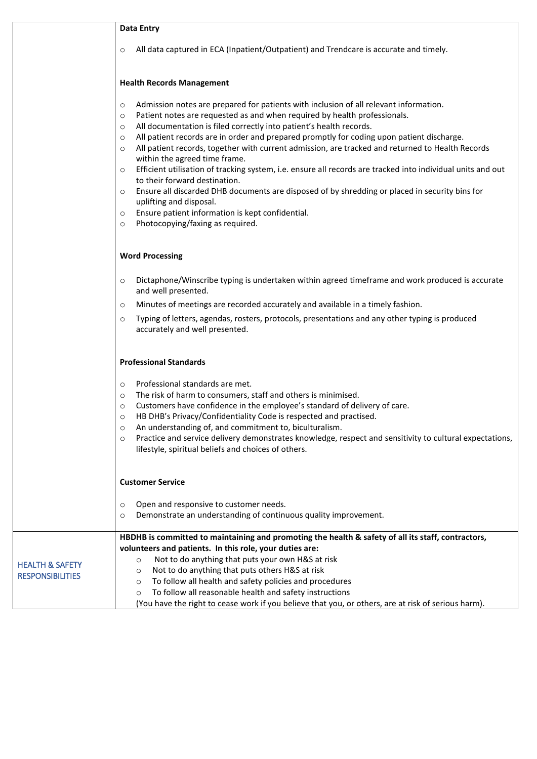| | |
|---|---|
| | **Data Entry**<br><br>- All data captured in ECA (Inpatient/Outpatient) and Trendcare is accurate and timely.<br><br>**Health Records Management**<br><br>- Admission notes are prepared for patients with inclusion of all relevant information.<br>- Patient notes are requested as and when required by health professionals.<br>- All documentation is filed correctly into patient's health records.<br>- All patient records are in order and prepared promptly for coding upon patient discharge.<br>- All patient records, together with current admission, are tracked and returned to Health Records within the agreed time frame.<br>- Efficient utilisation of tracking system, i.e. ensure all records are tracked into individual units and out to their forward destination.<br>- Ensure all discarded DHB documents are disposed of by shredding or placed in security bins for uplifting and disposal.<br>- Ensure patient information is kept confidential.<br>- Photocopying/faxing as required.<br><br>**Word Processing**<br><br>- Dictaphone/Winscribe typing is undertaken within agreed timeframe and work produced is accurate and well presented.<br>- Minutes of meetings are recorded accurately and available in a timely fashion.<br>- Typing of letters, agendas, rosters, protocols, presentations and any other typing is produced accurately and well presented.<br><br>**Professional Standards**<br><br>- Professional standards are met.<br>- The risk of harm to consumers, staff and others is minimised.<br>- Customers have confidence in the employee's standard of delivery of care.<br>- HB DHB's Privacy/Confidentiality Code is respected and practised.<br>- An understanding of, and commitment to, biculturalism.<br>- Practice and service delivery demonstrates knowledge, respect and sensitivity to cultural expectations, lifestyle, spiritual beliefs and choices of others.<br><br>**Customer Service**<br><br>- Open and responsive to customer needs.<br>- Demonstrate an understanding of continuous quality improvement. |
| HEALTH & SAFETY RESPONSIBILITIES | **HBDHB is committed to maintaining and promoting the health & safety of all its staff, contractors, volunteers and patients. In this role, your duties are:**<br>- Not to do anything that puts your own H&S at risk<br>- Not to do anything that puts others H&S at risk<br>- To follow all health and safety policies and procedures<br>- To follow all reasonable health and safety instructions<br><br>(You have the right to cease work if you believe that you, or others, are at risk of serious harm). |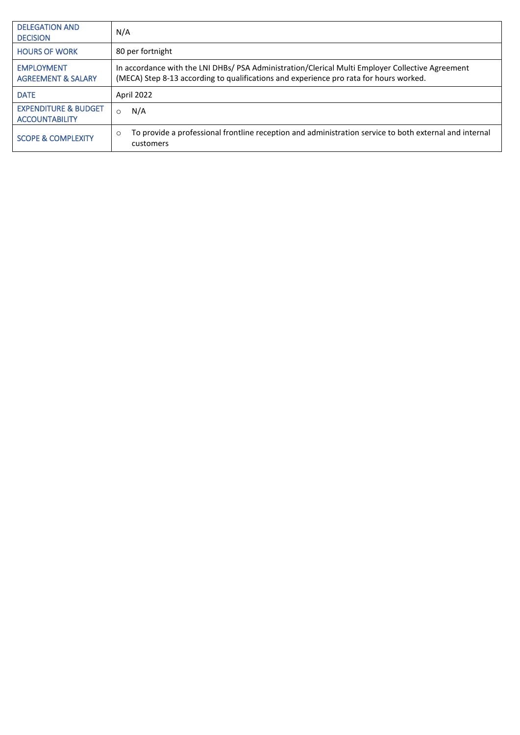| DELEGATION AND DECISION | N/A |
|---|---|
| HOURS OF WORK | 80 per fortnight |
| EMPLOYMENT AGREEMENT & SALARY | In accordance with the LNI DHBs/ PSA Administration/Clerical Multi Employer Collective Agreement (MECA) Step 8-13 according to qualifications and experience pro rata for hours worked. |
| DATE | April 2022 |
| EXPENDITURE & BUDGET ACCOUNTABILITY | ○ N/A |
| SCOPE & COMPLEXITY | ○ To provide a professional frontline reception and administration service to both external and internal customers |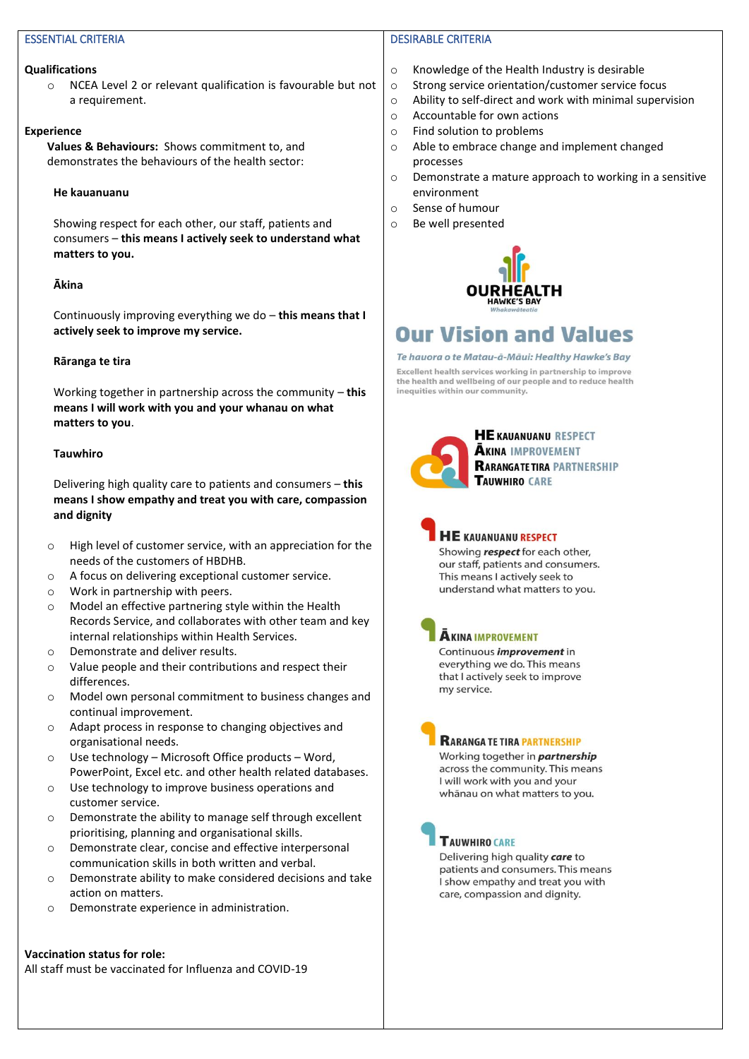## ESSENTIAL CRITERIA

**Qualifications**

- NCEA Level 2 or relevant qualification is favourable but not a requirement.

**Experience**

**Values & Behaviours:** Shows commitment to, and demonstrates the behaviours of the health sector:

**He kauanuanu**

Showing respect for each other, our staff, patients and consumers – **this means I actively seek to understand what matters to you.**

**Ākina**

Continuously improving everything we do – **this means that I actively seek to improve my service.**

**Rāranga te tira**

Working together in partnership across the community – **this means I will work with you and your whanau on what matters to you**.

**Tauwhiro**

Delivering high quality care to patients and consumers – **this means I show empathy and treat you with care, compassion and dignity**

- High level of customer service, with an appreciation for the needs of the customers of HBDHB.
- A focus on delivering exceptional customer service.
- Work in partnership with peers.
- Model an effective partnering style within the Health Records Service, and collaborates with other team and key internal relationships within Health Services.
- Demonstrate and deliver results.
- Value people and their contributions and respect their differences.
- Model own personal commitment to business changes and continual improvement.
- Adapt process in response to changing objectives and organisational needs.
- Use technology – Microsoft Office products – Word, PowerPoint, Excel etc. and other health related databases.
- Use technology to improve business operations and customer service.
- Demonstrate the ability to manage self through excellent prioritising, planning and organisational skills.
- Demonstrate clear, concise and effective interpersonal communication skills in both written and verbal.
- Demonstrate ability to make considered decisions and take action on matters.
- Demonstrate experience in administration.

**Vaccination status for role:**
All staff must be vaccinated for Influenza and COVID-19

## DESIRABLE CRITERIA

- Knowledge of the Health Industry is desirable
- Strong service orientation/customer service focus
- Ability to self-direct and work with minimal supervision
- Accountable for own actions
- Find solution to problems
- Able to embrace change and implement changed processes
- Demonstrate a mature approach to working in a sensitive environment
- Sense of humour
- Be well presented

OURHEALTH HAWKE'S BAY *Whakawāteatia*

## Our Vision and Values

*Te hauora o te Matau-ā-Māui: Healthy Hawke's Bay*

Excellent health services working in partnership to improve the health and wellbeing of our people and to reduce health inequities within our community.

**HE KAUANUANU** RESPECT
**ĀKINA** IMPROVEMENT
**RARANGA TE TIRA** PARTNERSHIP
**TAUWHIRO** CARE

**HE KAUANUANU RESPECT**
Showing ***respect*** for each other, our staff, patients and consumers. This means I actively seek to understand what matters to you.

**ĀKINA IMPROVEMENT**
Continuous ***improvement*** in everything we do. This means that I actively seek to improve my service.

**RARANGA TE TIRA PARTNERSHIP**
Working together in ***partnership*** across the community. This means I will work with you and your whānau on what matters to you.

**TAUWHIRO CARE**
Delivering high quality ***care*** to patients and consumers. This means I show empathy and treat you with care, compassion and dignity.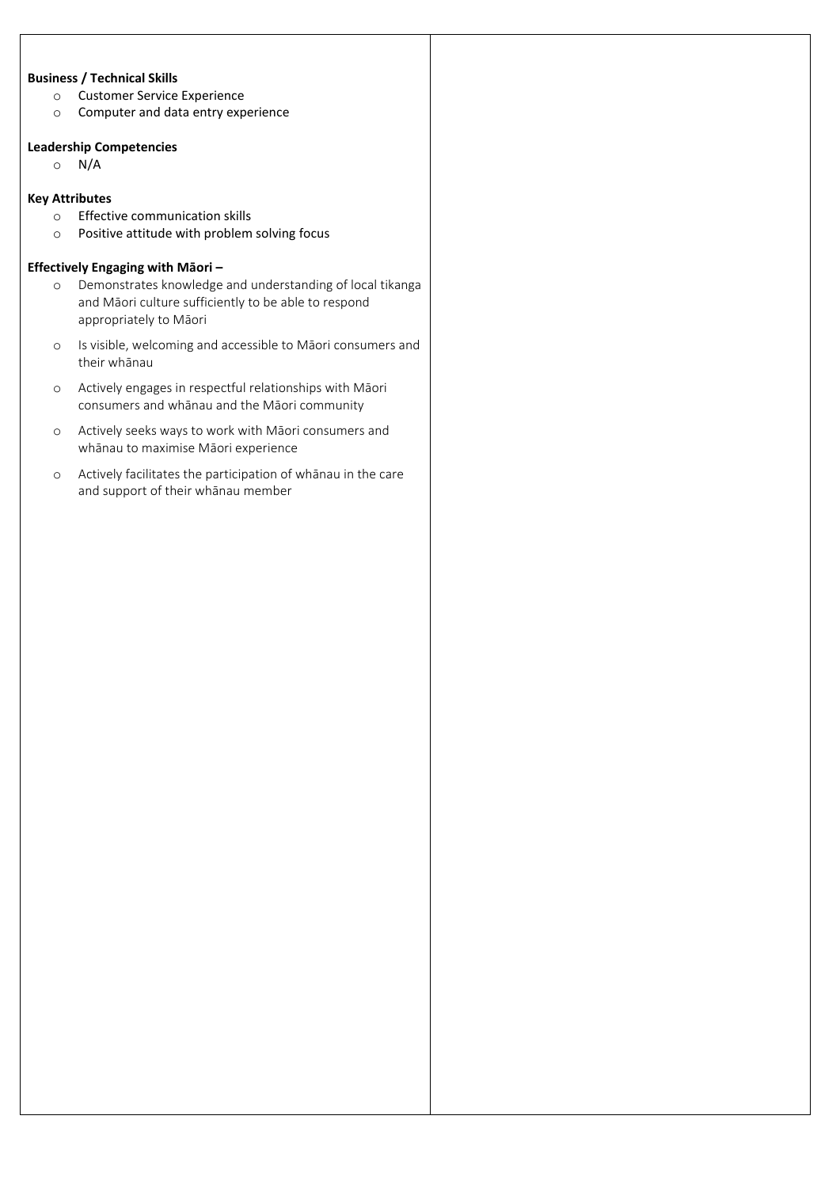**Business / Technical Skills**

- Customer Service Experience
- Computer and data entry experience

**Leadership Competencies**

- N/A

**Key Attributes**

- Effective communication skills
- Positive attitude with problem solving focus

**Effectively Engaging with Māori –**

- Demonstrates knowledge and understanding of local tikanga and Māori culture sufficiently to be able to respond appropriately to Māori
- Is visible, welcoming and accessible to Māori consumers and their whānau
- Actively engages in respectful relationships with Māori consumers and whānau and the Māori community
- Actively seeks ways to work with Māori consumers and whānau to maximise Māori experience
- Actively facilitates the participation of whānau in the care and support of their whānau member